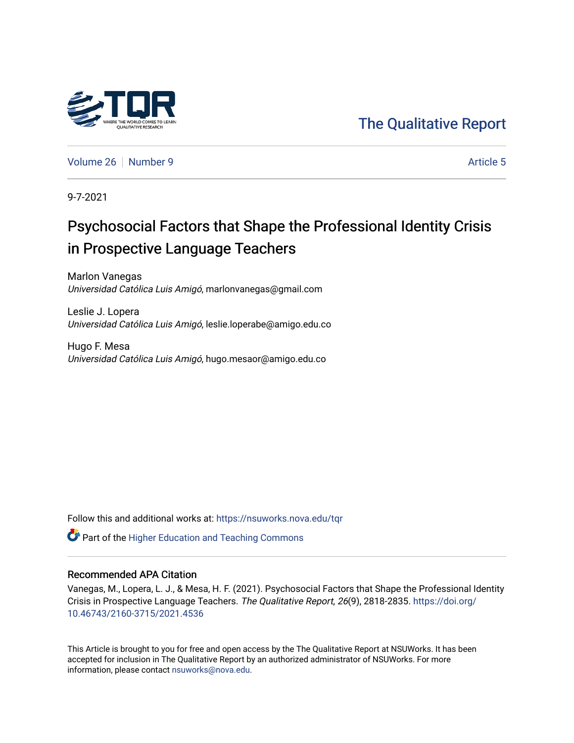The Qualitative Report

Volume 26 | Number 9 | Article 5

9-7-2021

# Psychosocial Factors that Shape the Professional Identity Crisis in Prospective Language Teachers

Marlon Vanegas
*Universidad Católica Luis Amigó*, marlonvanegas@gmail.com

Leslie J. Lopera
*Universidad Católica Luis Amigó*, leslie.loperabe@amigo.edu.co

Hugo F. Mesa
*Universidad Católica Luis Amigó*, hugo.mesaor@amigo.edu.co

Follow this and additional works at: https://nsuworks.nova.edu/tqr

Part of the Higher Education and Teaching Commons

## Recommended APA Citation

Vanegas, M., Lopera, L. J., & Mesa, H. F. (2021). Psychosocial Factors that Shape the Professional Identity Crisis in Prospective Language Teachers. *The Qualitative Report*, *26*(9), 2818-2835. https://doi.org/10.46743/2160-3715/2021.4536

This Article is brought to you for free and open access by the The Qualitative Report at NSUWorks. It has been accepted for inclusion in The Qualitative Report by an authorized administrator of NSUWorks. For more information, please contact nsuworks@nova.edu.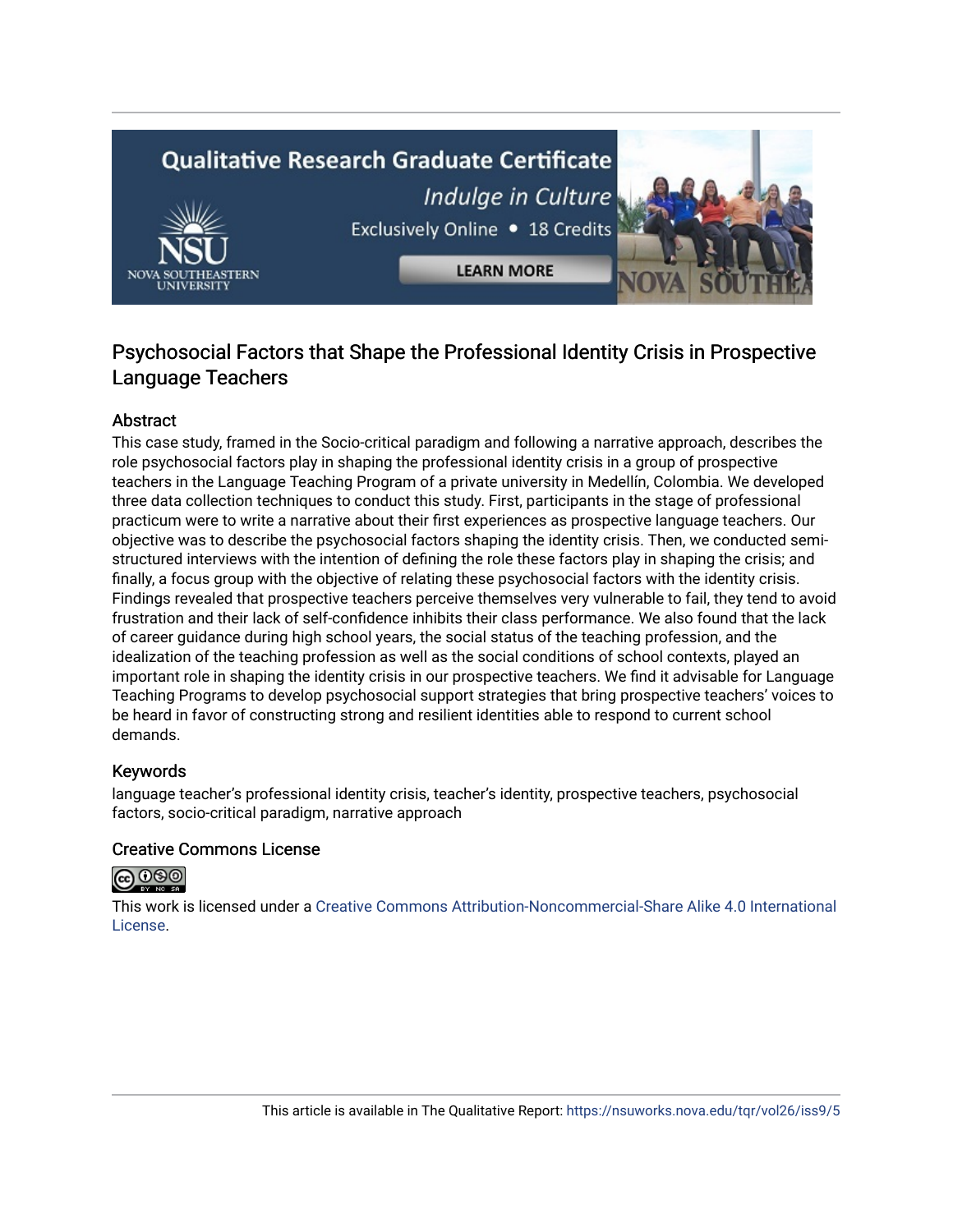# Psychosocial Factors that Shape the Professional Identity Crisis in Prospective Language Teachers

## Abstract

This case study, framed in the Socio-critical paradigm and following a narrative approach, describes the role psychosocial factors play in shaping the professional identity crisis in a group of prospective teachers in the Language Teaching Program of a private university in Medellín, Colombia. We developed three data collection techniques to conduct this study. First, participants in the stage of professional practicum were to write a narrative about their first experiences as prospective language teachers. Our objective was to describe the psychosocial factors shaping the identity crisis. Then, we conducted semi-structured interviews with the intention of defining the role these factors play in shaping the crisis; and finally, a focus group with the objective of relating these psychosocial factors with the identity crisis. Findings revealed that prospective teachers perceive themselves very vulnerable to fail, they tend to avoid frustration and their lack of self-confidence inhibits their class performance. We also found that the lack of career guidance during high school years, the social status of the teaching profession, and the idealization of the teaching profession as well as the social conditions of school contexts, played an important role in shaping the identity crisis in our prospective teachers. We find it advisable for Language Teaching Programs to develop psychosocial support strategies that bring prospective teachers' voices to be heard in favor of constructing strong and resilient identities able to respond to current school demands.

## Keywords

language teacher's professional identity crisis, teacher's identity, prospective teachers, psychosocial factors, socio-critical paradigm, narrative approach

## Creative Commons License

This work is licensed under a Creative Commons Attribution-Noncommercial-Share Alike 4.0 International License.

This article is available in The Qualitative Report: https://nsuworks.nova.edu/tqr/vol26/iss9/5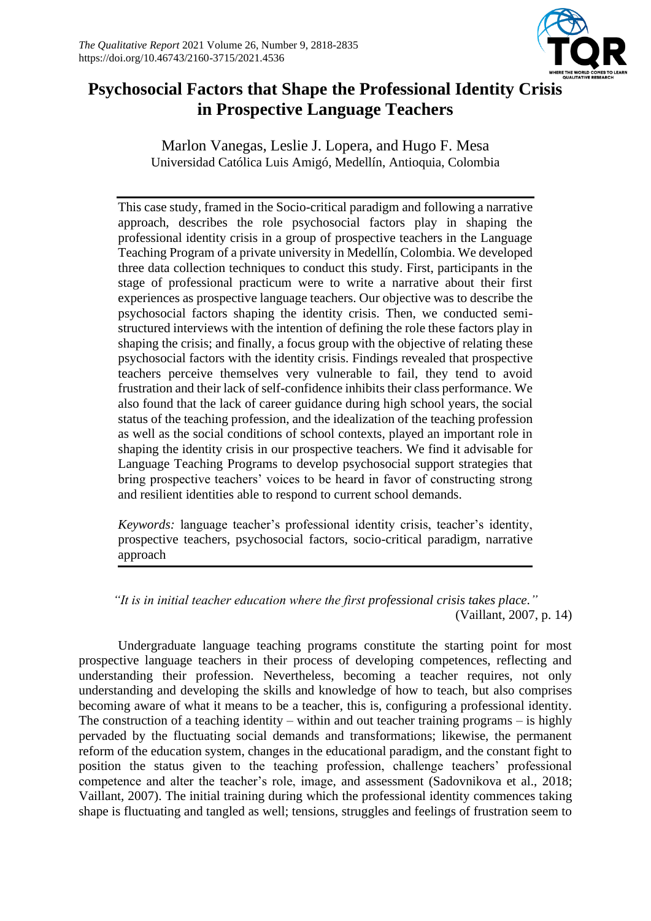# Psychosocial Factors that Shape the Professional Identity Crisis in Prospective Language Teachers

Marlon Vanegas, Leslie J. Lopera, and Hugo F. Mesa
Universidad Católica Luis Amigó, Medellín, Antioquia, Colombia

This case study, framed in the Socio-critical paradigm and following a narrative approach, describes the role psychosocial factors play in shaping the professional identity crisis in a group of prospective teachers in the Language Teaching Program of a private university in Medellín, Colombia. We developed three data collection techniques to conduct this study. First, participants in the stage of professional practicum were to write a narrative about their first experiences as prospective language teachers. Our objective was to describe the psychosocial factors shaping the identity crisis. Then, we conducted semi-structured interviews with the intention of defining the role these factors play in shaping the crisis; and finally, a focus group with the objective of relating these psychosocial factors with the identity crisis. Findings revealed that prospective teachers perceive themselves very vulnerable to fail, they tend to avoid frustration and their lack of self-confidence inhibits their class performance. We also found that the lack of career guidance during high school years, the social status of the teaching profession, and the idealization of the teaching profession as well as the social conditions of school contexts, played an important role in shaping the identity crisis in our prospective teachers. We find it advisable for Language Teaching Programs to develop psychosocial support strategies that bring prospective teachers' voices to be heard in favor of constructing strong and resilient identities able to respond to current school demands.

*Keywords:* language teacher's professional identity crisis, teacher's identity, prospective teachers, psychosocial factors, socio-critical paradigm, narrative approach

> *"It is in initial teacher education where the first professional crisis takes place."*
> (Vaillant, 2007, p. 14)

Undergraduate language teaching programs constitute the starting point for most prospective language teachers in their process of developing competences, reflecting and understanding their profession. Nevertheless, becoming a teacher requires, not only understanding and developing the skills and knowledge of how to teach, but also comprises becoming aware of what it means to be a teacher, this is, configuring a professional identity. The construction of a teaching identity – within and out teacher training programs – is highly pervaded by the fluctuating social demands and transformations; likewise, the permanent reform of the education system, changes in the educational paradigm, and the constant fight to position the status given to the teaching profession, challenge teachers' professional competence and alter the teacher's role, image, and assessment (Sadovnikova et al., 2018; Vaillant, 2007). The initial training during which the professional identity commences taking shape is fluctuating and tangled as well; tensions, struggles and feelings of frustration seem to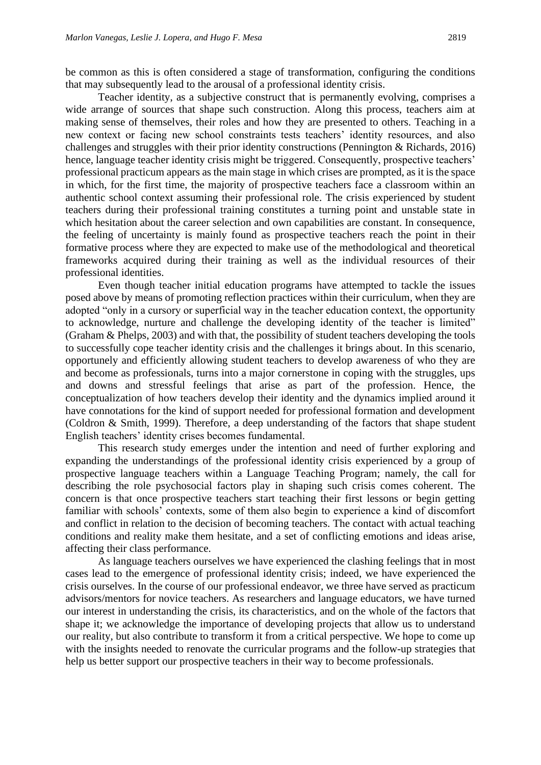be common as this is often considered a stage of transformation, configuring the conditions that may subsequently lead to the arousal of a professional identity crisis.

Teacher identity, as a subjective construct that is permanently evolving, comprises a wide arrange of sources that shape such construction. Along this process, teachers aim at making sense of themselves, their roles and how they are presented to others. Teaching in a new context or facing new school constraints tests teachers' identity resources, and also challenges and struggles with their prior identity constructions (Pennington & Richards, 2016) hence, language teacher identity crisis might be triggered. Consequently, prospective teachers' professional practicum appears as the main stage in which crises are prompted, as it is the space in which, for the first time, the majority of prospective teachers face a classroom within an authentic school context assuming their professional role. The crisis experienced by student teachers during their professional training constitutes a turning point and unstable state in which hesitation about the career selection and own capabilities are constant. In consequence, the feeling of uncertainty is mainly found as prospective teachers reach the point in their formative process where they are expected to make use of the methodological and theoretical frameworks acquired during their training as well as the individual resources of their professional identities.

Even though teacher initial education programs have attempted to tackle the issues posed above by means of promoting reflection practices within their curriculum, when they are adopted "only in a cursory or superficial way in the teacher education context, the opportunity to acknowledge, nurture and challenge the developing identity of the teacher is limited" (Graham & Phelps, 2003) and with that, the possibility of student teachers developing the tools to successfully cope teacher identity crisis and the challenges it brings about. In this scenario, opportunely and efficiently allowing student teachers to develop awareness of who they are and become as professionals, turns into a major cornerstone in coping with the struggles, ups and downs and stressful feelings that arise as part of the profession. Hence, the conceptualization of how teachers develop their identity and the dynamics implied around it have connotations for the kind of support needed for professional formation and development (Coldron & Smith, 1999). Therefore, a deep understanding of the factors that shape student English teachers' identity crises becomes fundamental.

This research study emerges under the intention and need of further exploring and expanding the understandings of the professional identity crisis experienced by a group of prospective language teachers within a Language Teaching Program; namely, the call for describing the role psychosocial factors play in shaping such crisis comes coherent. The concern is that once prospective teachers start teaching their first lessons or begin getting familiar with schools' contexts, some of them also begin to experience a kind of discomfort and conflict in relation to the decision of becoming teachers. The contact with actual teaching conditions and reality make them hesitate, and a set of conflicting emotions and ideas arise, affecting their class performance.

As language teachers ourselves we have experienced the clashing feelings that in most cases lead to the emergence of professional identity crisis; indeed, we have experienced the crisis ourselves. In the course of our professional endeavor, we three have served as practicum advisors/mentors for novice teachers. As researchers and language educators, we have turned our interest in understanding the crisis, its characteristics, and on the whole of the factors that shape it; we acknowledge the importance of developing projects that allow us to understand our reality, but also contribute to transform it from a critical perspective. We hope to come up with the insights needed to renovate the curricular programs and the follow-up strategies that help us better support our prospective teachers in their way to become professionals.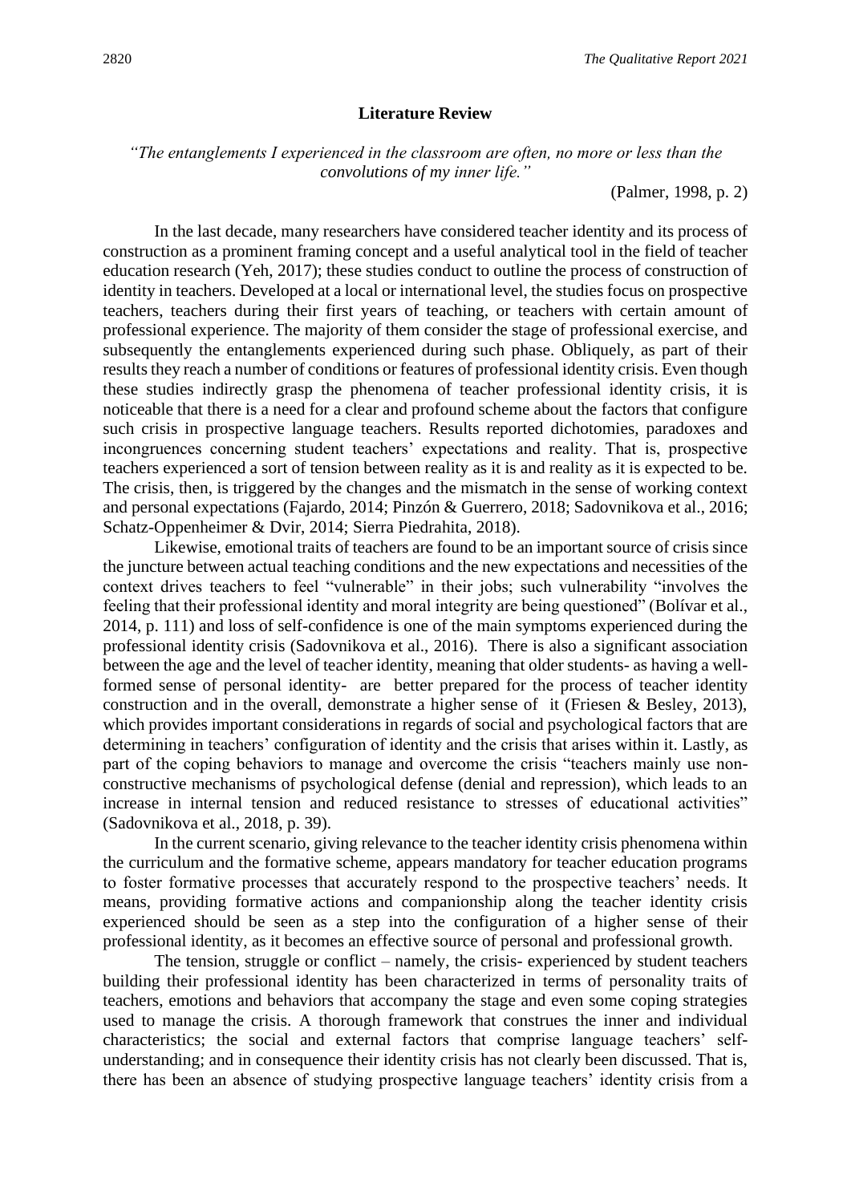## Literature Review

*"The entanglements I experienced in the classroom are often, no more or less than the convolutions of my inner life."*

(Palmer, 1998, p. 2)

In the last decade, many researchers have considered teacher identity and its process of construction as a prominent framing concept and a useful analytical tool in the field of teacher education research (Yeh, 2017); these studies conduct to outline the process of construction of identity in teachers. Developed at a local or international level, the studies focus on prospective teachers, teachers during their first years of teaching, or teachers with certain amount of professional experience. The majority of them consider the stage of professional exercise, and subsequently the entanglements experienced during such phase. Obliquely, as part of their results they reach a number of conditions or features of professional identity crisis. Even though these studies indirectly grasp the phenomena of teacher professional identity crisis, it is noticeable that there is a need for a clear and profound scheme about the factors that configure such crisis in prospective language teachers. Results reported dichotomies, paradoxes and incongruences concerning student teachers' expectations and reality. That is, prospective teachers experienced a sort of tension between reality as it is and reality as it is expected to be. The crisis, then, is triggered by the changes and the mismatch in the sense of working context and personal expectations (Fajardo, 2014; Pinzón & Guerrero, 2018; Sadovnikova et al., 2016; Schatz-Oppenheimer & Dvir, 2014; Sierra Piedrahita, 2018).

Likewise, emotional traits of teachers are found to be an important source of crisis since the juncture between actual teaching conditions and the new expectations and necessities of the context drives teachers to feel "vulnerable" in their jobs; such vulnerability "involves the feeling that their professional identity and moral integrity are being questioned" (Bolívar et al., 2014, p. 111) and loss of self-confidence is one of the main symptoms experienced during the professional identity crisis (Sadovnikova et al., 2016). There is also a significant association between the age and the level of teacher identity, meaning that older students- as having a well-formed sense of personal identity- are better prepared for the process of teacher identity construction and in the overall, demonstrate a higher sense of it (Friesen & Besley, 2013), which provides important considerations in regards of social and psychological factors that are determining in teachers' configuration of identity and the crisis that arises within it. Lastly, as part of the coping behaviors to manage and overcome the crisis "teachers mainly use non-constructive mechanisms of psychological defense (denial and repression), which leads to an increase in internal tension and reduced resistance to stresses of educational activities" (Sadovnikova et al., 2018, p. 39).

In the current scenario, giving relevance to the teacher identity crisis phenomena within the curriculum and the formative scheme, appears mandatory for teacher education programs to foster formative processes that accurately respond to the prospective teachers' needs. It means, providing formative actions and companionship along the teacher identity crisis experienced should be seen as a step into the configuration of a higher sense of their professional identity, as it becomes an effective source of personal and professional growth.

The tension, struggle or conflict – namely, the crisis- experienced by student teachers building their professional identity has been characterized in terms of personality traits of teachers, emotions and behaviors that accompany the stage and even some coping strategies used to manage the crisis. A thorough framework that construes the inner and individual characteristics; the social and external factors that comprise language teachers' self-understanding; and in consequence their identity crisis has not clearly been discussed. That is, there has been an absence of studying prospective language teachers' identity crisis from a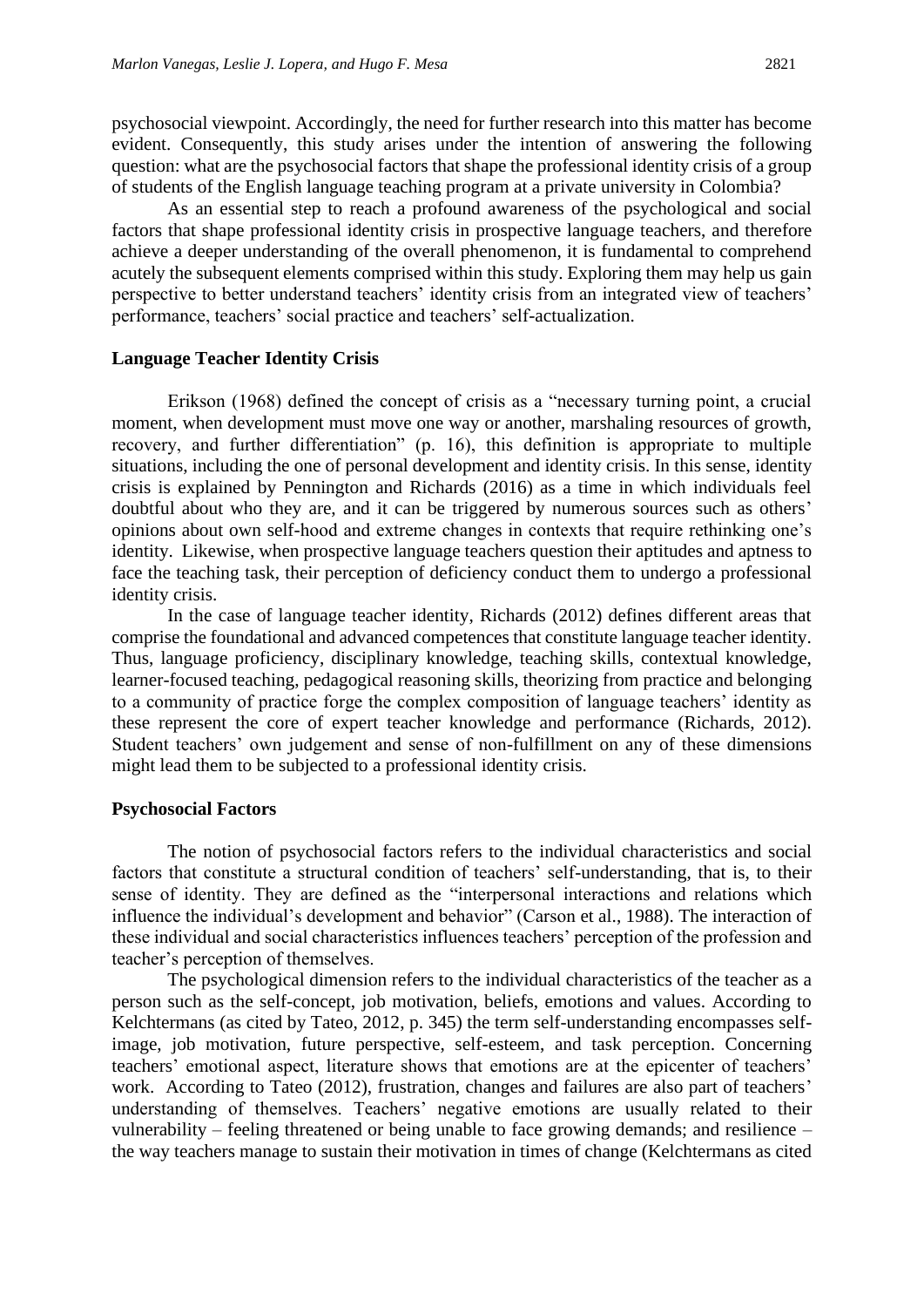psychosocial viewpoint. Accordingly, the need for further research into this matter has become evident. Consequently, this study arises under the intention of answering the following question: what are the psychosocial factors that shape the professional identity crisis of a group of students of the English language teaching program at a private university in Colombia?

As an essential step to reach a profound awareness of the psychological and social factors that shape professional identity crisis in prospective language teachers, and therefore achieve a deeper understanding of the overall phenomenon, it is fundamental to comprehend acutely the subsequent elements comprised within this study. Exploring them may help us gain perspective to better understand teachers' identity crisis from an integrated view of teachers' performance, teachers' social practice and teachers' self-actualization.

## Language Teacher Identity Crisis

Erikson (1968) defined the concept of crisis as a "necessary turning point, a crucial moment, when development must move one way or another, marshaling resources of growth, recovery, and further differentiation" (p. 16), this definition is appropriate to multiple situations, including the one of personal development and identity crisis. In this sense, identity crisis is explained by Pennington and Richards (2016) as a time in which individuals feel doubtful about who they are, and it can be triggered by numerous sources such as others' opinions about own self-hood and extreme changes in contexts that require rethinking one's identity. Likewise, when prospective language teachers question their aptitudes and aptness to face the teaching task, their perception of deficiency conduct them to undergo a professional identity crisis.

In the case of language teacher identity, Richards (2012) defines different areas that comprise the foundational and advanced competences that constitute language teacher identity. Thus, language proficiency, disciplinary knowledge, teaching skills, contextual knowledge, learner-focused teaching, pedagogical reasoning skills, theorizing from practice and belonging to a community of practice forge the complex composition of language teachers' identity as these represent the core of expert teacher knowledge and performance (Richards, 2012). Student teachers' own judgement and sense of non-fulfillment on any of these dimensions might lead them to be subjected to a professional identity crisis.

## Psychosocial Factors

The notion of psychosocial factors refers to the individual characteristics and social factors that constitute a structural condition of teachers' self-understanding, that is, to their sense of identity. They are defined as the "interpersonal interactions and relations which influence the individual's development and behavior" (Carson et al., 1988). The interaction of these individual and social characteristics influences teachers' perception of the profession and teacher's perception of themselves.

The psychological dimension refers to the individual characteristics of the teacher as a person such as the self-concept, job motivation, beliefs, emotions and values. According to Kelchtermans (as cited by Tateo, 2012, p. 345) the term self-understanding encompasses self-image, job motivation, future perspective, self-esteem, and task perception. Concerning teachers' emotional aspect, literature shows that emotions are at the epicenter of teachers' work. According to Tateo (2012), frustration, changes and failures are also part of teachers' understanding of themselves. Teachers' negative emotions are usually related to their vulnerability – feeling threatened or being unable to face growing demands; and resilience – the way teachers manage to sustain their motivation in times of change (Kelchtermans as cited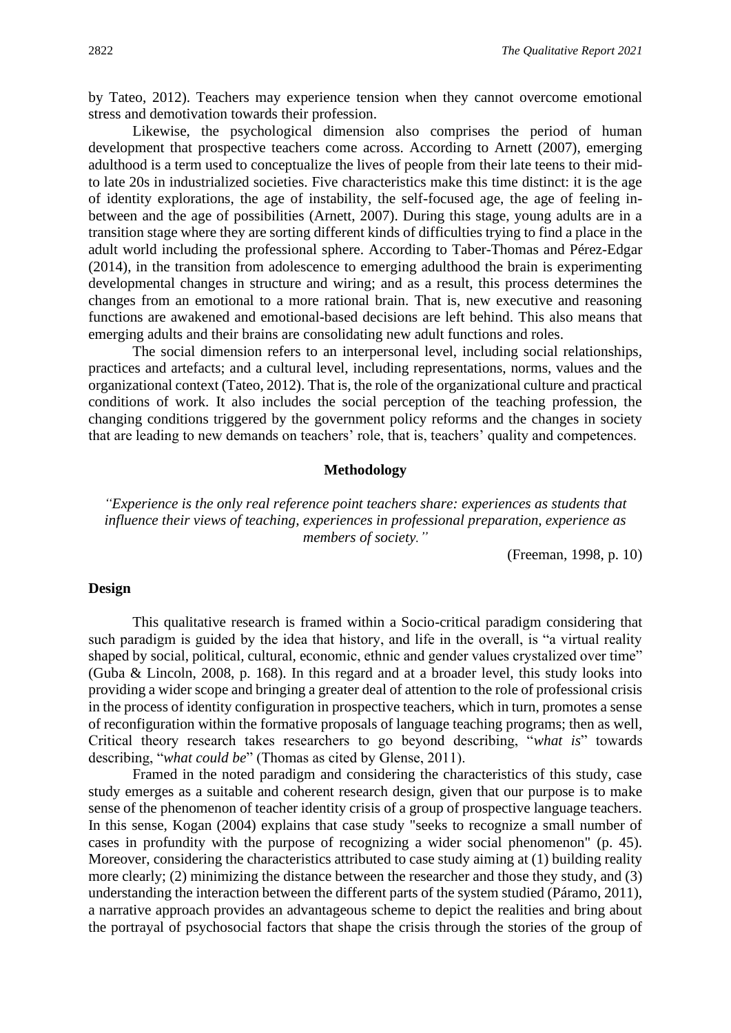by Tateo, 2012). Teachers may experience tension when they cannot overcome emotional stress and demotivation towards their profession.

Likewise, the psychological dimension also comprises the period of human development that prospective teachers come across. According to Arnett (2007), emerging adulthood is a term used to conceptualize the lives of people from their late teens to their mid- to late 20s in industrialized societies. Five characteristics make this time distinct: it is the age of identity explorations, the age of instability, the self-focused age, the age of feeling in-between and the age of possibilities (Arnett, 2007). During this stage, young adults are in a transition stage where they are sorting different kinds of difficulties trying to find a place in the adult world including the professional sphere. According to Taber-Thomas and Pérez-Edgar (2014), in the transition from adolescence to emerging adulthood the brain is experimenting developmental changes in structure and wiring; and as a result, this process determines the changes from an emotional to a more rational brain. That is, new executive and reasoning functions are awakened and emotional-based decisions are left behind. This also means that emerging adults and their brains are consolidating new adult functions and roles.

The social dimension refers to an interpersonal level, including social relationships, practices and artefacts; and a cultural level, including representations, norms, values and the organizational context (Tateo, 2012). That is, the role of the organizational culture and practical conditions of work. It also includes the social perception of the teaching profession, the changing conditions triggered by the government policy reforms and the changes in society that are leading to new demands on teachers' role, that is, teachers' quality and competences.

## Methodology

*"Experience is the only real reference point teachers share: experiences as students that influence their views of teaching, experiences in professional preparation, experience as members of society."*

(Freeman, 1998, p. 10)

### Design

This qualitative research is framed within a Socio-critical paradigm considering that such paradigm is guided by the idea that history, and life in the overall, is "a virtual reality shaped by social, political, cultural, economic, ethnic and gender values crystalized over time" (Guba & Lincoln, 2008, p. 168). In this regard and at a broader level, this study looks into providing a wider scope and bringing a greater deal of attention to the role of professional crisis in the process of identity configuration in prospective teachers, which in turn, promotes a sense of reconfiguration within the formative proposals of language teaching programs; then as well, Critical theory research takes researchers to go beyond describing, "*what is*" towards describing, "*what could be*" (Thomas as cited by Glense, 2011).

Framed in the noted paradigm and considering the characteristics of this study, case study emerges as a suitable and coherent research design, given that our purpose is to make sense of the phenomenon of teacher identity crisis of a group of prospective language teachers. In this sense, Kogan (2004) explains that case study "seeks to recognize a small number of cases in profundity with the purpose of recognizing a wider social phenomenon" (p. 45). Moreover, considering the characteristics attributed to case study aiming at (1) building reality more clearly; (2) minimizing the distance between the researcher and those they study, and (3) understanding the interaction between the different parts of the system studied (Páramo, 2011), a narrative approach provides an advantageous scheme to depict the realities and bring about the portrayal of psychosocial factors that shape the crisis through the stories of the group of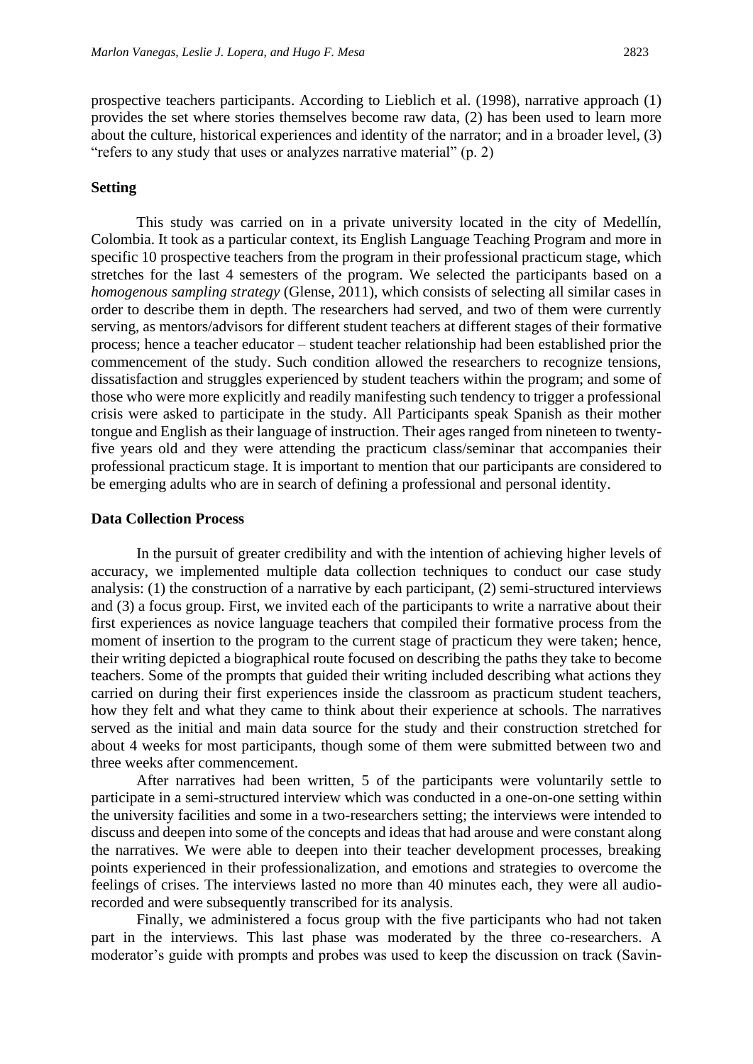prospective teachers participants. According to Lieblich et al. (1998), narrative approach (1) provides the set where stories themselves become raw data, (2) has been used to learn more about the culture, historical experiences and identity of the narrator; and in a broader level, (3) "refers to any study that uses or analyzes narrative material" (p. 2)

## Setting

This study was carried on in a private university located in the city of Medellín, Colombia. It took as a particular context, its English Language Teaching Program and more in specific 10 prospective teachers from the program in their professional practicum stage, which stretches for the last 4 semesters of the program. We selected the participants based on a *homogenous sampling strategy* (Glense, 2011), which consists of selecting all similar cases in order to describe them in depth. The researchers had served, and two of them were currently serving, as mentors/advisors for different student teachers at different stages of their formative process; hence a teacher educator – student teacher relationship had been established prior the commencement of the study. Such condition allowed the researchers to recognize tensions, dissatisfaction and struggles experienced by student teachers within the program; and some of those who were more explicitly and readily manifesting such tendency to trigger a professional crisis were asked to participate in the study. All Participants speak Spanish as their mother tongue and English as their language of instruction. Their ages ranged from nineteen to twenty-five years old and they were attending the practicum class/seminar that accompanies their professional practicum stage. It is important to mention that our participants are considered to be emerging adults who are in search of defining a professional and personal identity.

## Data Collection Process

In the pursuit of greater credibility and with the intention of achieving higher levels of accuracy, we implemented multiple data collection techniques to conduct our case study analysis: (1) the construction of a narrative by each participant, (2) semi-structured interviews and (3) a focus group. First, we invited each of the participants to write a narrative about their first experiences as novice language teachers that compiled their formative process from the moment of insertion to the program to the current stage of practicum they were taken; hence, their writing depicted a biographical route focused on describing the paths they take to become teachers. Some of the prompts that guided their writing included describing what actions they carried on during their first experiences inside the classroom as practicum student teachers, how they felt and what they came to think about their experience at schools. The narratives served as the initial and main data source for the study and their construction stretched for about 4 weeks for most participants, though some of them were submitted between two and three weeks after commencement.

After narratives had been written, 5 of the participants were voluntarily settle to participate in a semi-structured interview which was conducted in a one-on-one setting within the university facilities and some in a two-researchers setting; the interviews were intended to discuss and deepen into some of the concepts and ideas that had arouse and were constant along the narratives. We were able to deepen into their teacher development processes, breaking points experienced in their professionalization, and emotions and strategies to overcome the feelings of crises. The interviews lasted no more than 40 minutes each, they were all audio-recorded and were subsequently transcribed for its analysis.

Finally, we administered a focus group with the five participants who had not taken part in the interviews. This last phase was moderated by the three co-researchers. A moderator's guide with prompts and probes was used to keep the discussion on track (Savin-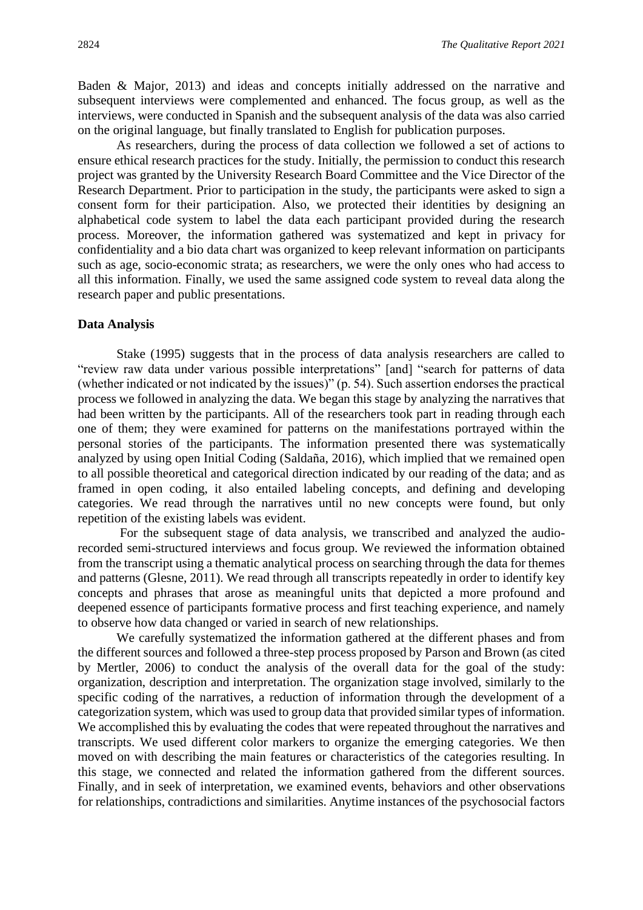Baden & Major, 2013) and ideas and concepts initially addressed on the narrative and subsequent interviews were complemented and enhanced. The focus group, as well as the interviews, were conducted in Spanish and the subsequent analysis of the data was also carried on the original language, but finally translated to English for publication purposes.

As researchers, during the process of data collection we followed a set of actions to ensure ethical research practices for the study. Initially, the permission to conduct this research project was granted by the University Research Board Committee and the Vice Director of the Research Department. Prior to participation in the study, the participants were asked to sign a consent form for their participation. Also, we protected their identities by designing an alphabetical code system to label the data each participant provided during the research process. Moreover, the information gathered was systematized and kept in privacy for confidentiality and a bio data chart was organized to keep relevant information on participants such as age, socio-economic strata; as researchers, we were the only ones who had access to all this information. Finally, we used the same assigned code system to reveal data along the research paper and public presentations.

### Data Analysis

Stake (1995) suggests that in the process of data analysis researchers are called to "review raw data under various possible interpretations" [and] "search for patterns of data (whether indicated or not indicated by the issues)" (p. 54). Such assertion endorses the practical process we followed in analyzing the data. We began this stage by analyzing the narratives that had been written by the participants. All of the researchers took part in reading through each one of them; they were examined for patterns on the manifestations portrayed within the personal stories of the participants. The information presented there was systematically analyzed by using open Initial Coding (Saldaña, 2016), which implied that we remained open to all possible theoretical and categorical direction indicated by our reading of the data; and as framed in open coding, it also entailed labeling concepts, and defining and developing categories. We read through the narratives until no new concepts were found, but only repetition of the existing labels was evident.

For the subsequent stage of data analysis, we transcribed and analyzed the audio-recorded semi-structured interviews and focus group. We reviewed the information obtained from the transcript using a thematic analytical process on searching through the data for themes and patterns (Glesne, 2011). We read through all transcripts repeatedly in order to identify key concepts and phrases that arose as meaningful units that depicted a more profound and deepened essence of participants formative process and first teaching experience, and namely to observe how data changed or varied in search of new relationships.

We carefully systematized the information gathered at the different phases and from the different sources and followed a three-step process proposed by Parson and Brown (as cited by Mertler, 2006) to conduct the analysis of the overall data for the goal of the study: organization, description and interpretation. The organization stage involved, similarly to the specific coding of the narratives, a reduction of information through the development of a categorization system, which was used to group data that provided similar types of information. We accomplished this by evaluating the codes that were repeated throughout the narratives and transcripts. We used different color markers to organize the emerging categories. We then moved on with describing the main features or characteristics of the categories resulting. In this stage, we connected and related the information gathered from the different sources. Finally, and in seek of interpretation, we examined events, behaviors and other observations for relationships, contradictions and similarities. Anytime instances of the psychosocial factors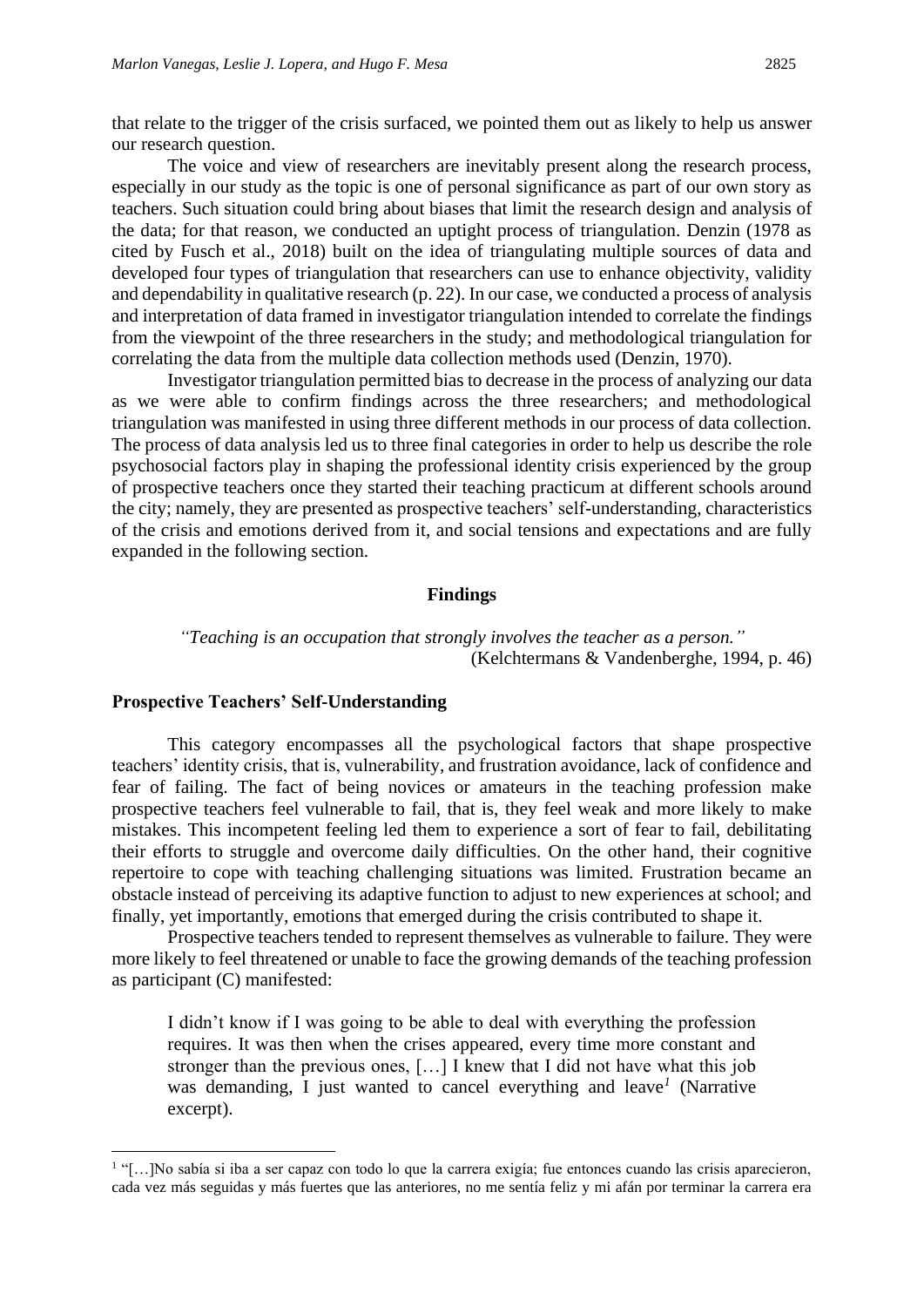that relate to the trigger of the crisis surfaced, we pointed them out as likely to help us answer our research question.

The voice and view of researchers are inevitably present along the research process, especially in our study as the topic is one of personal significance as part of our own story as teachers. Such situation could bring about biases that limit the research design and analysis of the data; for that reason, we conducted an uptight process of triangulation. Denzin (1978 as cited by Fusch et al., 2018) built on the idea of triangulating multiple sources of data and developed four types of triangulation that researchers can use to enhance objectivity, validity and dependability in qualitative research (p. 22). In our case, we conducted a process of analysis and interpretation of data framed in investigator triangulation intended to correlate the findings from the viewpoint of the three researchers in the study; and methodological triangulation for correlating the data from the multiple data collection methods used (Denzin, 1970).

Investigator triangulation permitted bias to decrease in the process of analyzing our data as we were able to confirm findings across the three researchers; and methodological triangulation was manifested in using three different methods in our process of data collection. The process of data analysis led us to three final categories in order to help us describe the role psychosocial factors play in shaping the professional identity crisis experienced by the group of prospective teachers once they started their teaching practicum at different schools around the city; namely, they are presented as prospective teachers' self-understanding, characteristics of the crisis and emotions derived from it, and social tensions and expectations and are fully expanded in the following section.

## Findings

*"Teaching is an occupation that strongly involves the teacher as a person."*
(Kelchtermans & Vandenberghe, 1994, p. 46)

### Prospective Teachers' Self-Understanding

This category encompasses all the psychological factors that shape prospective teachers' identity crisis, that is, vulnerability, and frustration avoidance, lack of confidence and fear of failing. The fact of being novices or amateurs in the teaching profession make prospective teachers feel vulnerable to fail, that is, they feel weak and more likely to make mistakes. This incompetent feeling led them to experience a sort of fear to fail, debilitating their efforts to struggle and overcome daily difficulties. On the other hand, their cognitive repertoire to cope with teaching challenging situations was limited. Frustration became an obstacle instead of perceiving its adaptive function to adjust to new experiences at school; and finally, yet importantly, emotions that emerged during the crisis contributed to shape it.

Prospective teachers tended to represent themselves as vulnerable to failure. They were more likely to feel threatened or unable to face the growing demands of the teaching profession as participant (C) manifested:

> I didn't know if I was going to be able to deal with everything the profession requires. It was then when the crises appeared, every time more constant and stronger than the previous ones, […] I knew that I did not have what this job was demanding, I just wanted to cancel everything and leave[1] (Narrative excerpt).

[1] "[…]No sabía si iba a ser capaz con todo lo que la carrera exigía; fue entonces cuando las crisis aparecieron, cada vez más seguidas y más fuertes que las anteriores, no me sentía feliz y mi afán por terminar la carrera era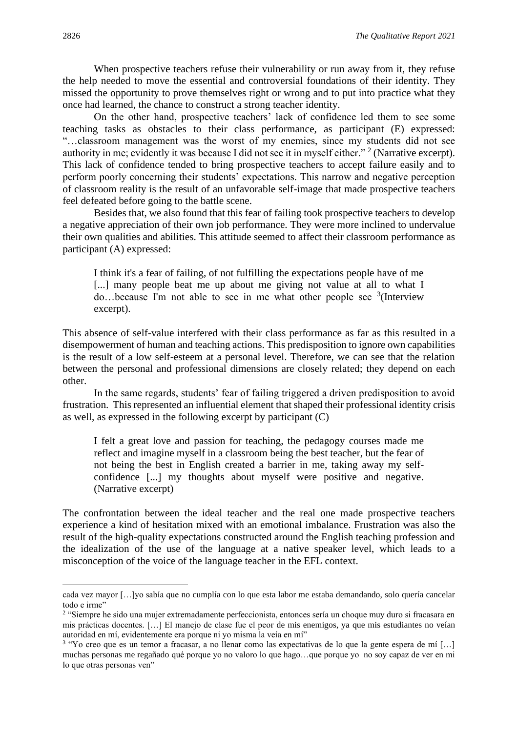When prospective teachers refuse their vulnerability or run away from it, they refuse the help needed to move the essential and controversial foundations of their identity. They missed the opportunity to prove themselves right or wrong and to put into practice what they once had learned, the chance to construct a strong teacher identity.

On the other hand, prospective teachers' lack of confidence led them to see some teaching tasks as obstacles to their class performance, as participant (E) expressed: "…classroom management was the worst of my enemies, since my students did not see authority in me; evidently it was because I did not see it in myself either." [2] (Narrative excerpt). This lack of confidence tended to bring prospective teachers to accept failure easily and to perform poorly concerning their students' expectations. This narrow and negative perception of classroom reality is the result of an unfavorable self-image that made prospective teachers feel defeated before going to the battle scene.

Besides that, we also found that this fear of failing took prospective teachers to develop a negative appreciation of their own job performance. They were more inclined to undervalue their own qualities and abilities. This attitude seemed to affect their classroom performance as participant (A) expressed:

> I think it's a fear of failing, of not fulfilling the expectations people have of me [...] many people beat me up about me giving not value at all to what I do…because I'm not able to see in me what other people see [3](Interview excerpt).

This absence of self-value interfered with their class performance as far as this resulted in a disempowerment of human and teaching actions. This predisposition to ignore own capabilities is the result of a low self-esteem at a personal level. Therefore, we can see that the relation between the personal and professional dimensions are closely related; they depend on each other.

In the same regards, students' fear of failing triggered a driven predisposition to avoid frustration. This represented an influential element that shaped their professional identity crisis as well, as expressed in the following excerpt by participant (C)

> I felt a great love and passion for teaching, the pedagogy courses made me reflect and imagine myself in a classroom being the best teacher, but the fear of not being the best in English created a barrier in me, taking away my self-confidence [...] my thoughts about myself were positive and negative. (Narrative excerpt)

The confrontation between the ideal teacher and the real one made prospective teachers experience a kind of hesitation mixed with an emotional imbalance. Frustration was also the result of the high-quality expectations constructed around the English teaching profession and the idealization of the use of the language at a native speaker level, which leads to a misconception of the voice of the language teacher in the EFL context.

---

cada vez mayor […]yo sabía que no cumplía con lo que esta labor me estaba demandando, solo quería cancelar todo e irme"

[2] "Siempre he sido una mujer extremadamente perfeccionista, entonces sería un choque muy duro si fracasara en mis prácticas docentes. […] El manejo de clase fue el peor de mis enemigos, ya que mis estudiantes no veían autoridad en mí, evidentemente era porque ni yo misma la veía en mí"

[3] "Yo creo que es un temor a fracasar, a no llenar como las expectativas de lo que la gente espera de mí […] muchas personas me regañado qué porque yo no valoro lo que hago…que porque yo no soy capaz de ver en mi lo que otras personas ven"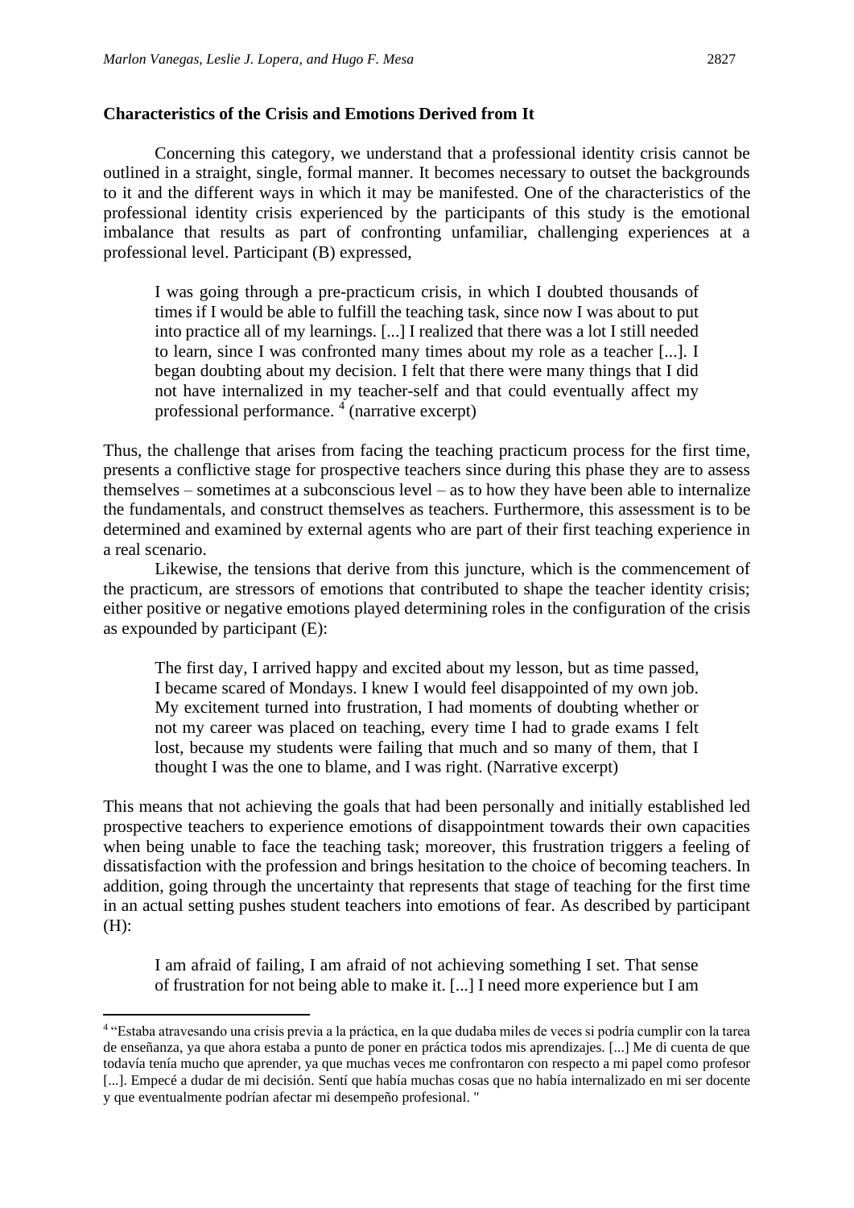### Characteristics of the Crisis and Emotions Derived from It

Concerning this category, we understand that a professional identity crisis cannot be outlined in a straight, single, formal manner. It becomes necessary to outset the backgrounds to it and the different ways in which it may be manifested. One of the characteristics of the professional identity crisis experienced by the participants of this study is the emotional imbalance that results as part of confronting unfamiliar, challenging experiences at a professional level. Participant (B) expressed,

> I was going through a pre-practicum crisis, in which I doubted thousands of times if I would be able to fulfill the teaching task, since now I was about to put into practice all of my learnings. [...] I realized that there was a lot I still needed to learn, since I was confronted many times about my role as a teacher [...]. I began doubting about my decision. I felt that there were many things that I did not have internalized in my teacher-self and that could eventually affect my professional performance. [4] (narrative excerpt)

Thus, the challenge that arises from facing the teaching practicum process for the first time, presents a conflictive stage for prospective teachers since during this phase they are to assess themselves – sometimes at a subconscious level – as to how they have been able to internalize the fundamentals, and construct themselves as teachers. Furthermore, this assessment is to be determined and examined by external agents who are part of their first teaching experience in a real scenario.

Likewise, the tensions that derive from this juncture, which is the commencement of the practicum, are stressors of emotions that contributed to shape the teacher identity crisis; either positive or negative emotions played determining roles in the configuration of the crisis as expounded by participant (E):

> The first day, I arrived happy and excited about my lesson, but as time passed, I became scared of Mondays. I knew I would feel disappointed of my own job. My excitement turned into frustration, I had moments of doubting whether or not my career was placed on teaching, every time I had to grade exams I felt lost, because my students were failing that much and so many of them, that I thought I was the one to blame, and I was right. (Narrative excerpt)

This means that not achieving the goals that had been personally and initially established led prospective teachers to experience emotions of disappointment towards their own capacities when being unable to face the teaching task; moreover, this frustration triggers a feeling of dissatisfaction with the profession and brings hesitation to the choice of becoming teachers. In addition, going through the uncertainty that represents that stage of teaching for the first time in an actual setting pushes student teachers into emotions of fear. As described by participant (H):

> I am afraid of failing, I am afraid of not achieving something I set. That sense of frustration for not being able to make it. [...] I need more experience but I am

[4] "Estaba atravesando una crisis previa a la práctica, en la que dudaba miles de veces si podría cumplir con la tarea de enseñanza, ya que ahora estaba a punto de poner en práctica todos mis aprendizajes. [...] Me di cuenta de que todavía tenía mucho que aprender, ya que muchas veces me confrontaron con respecto a mi papel como profesor [...]. Empecé a dudar de mi decisión. Sentí que había muchas cosas que no había internalizado en mi ser docente y que eventualmente podrían afectar mi desempeño profesional. "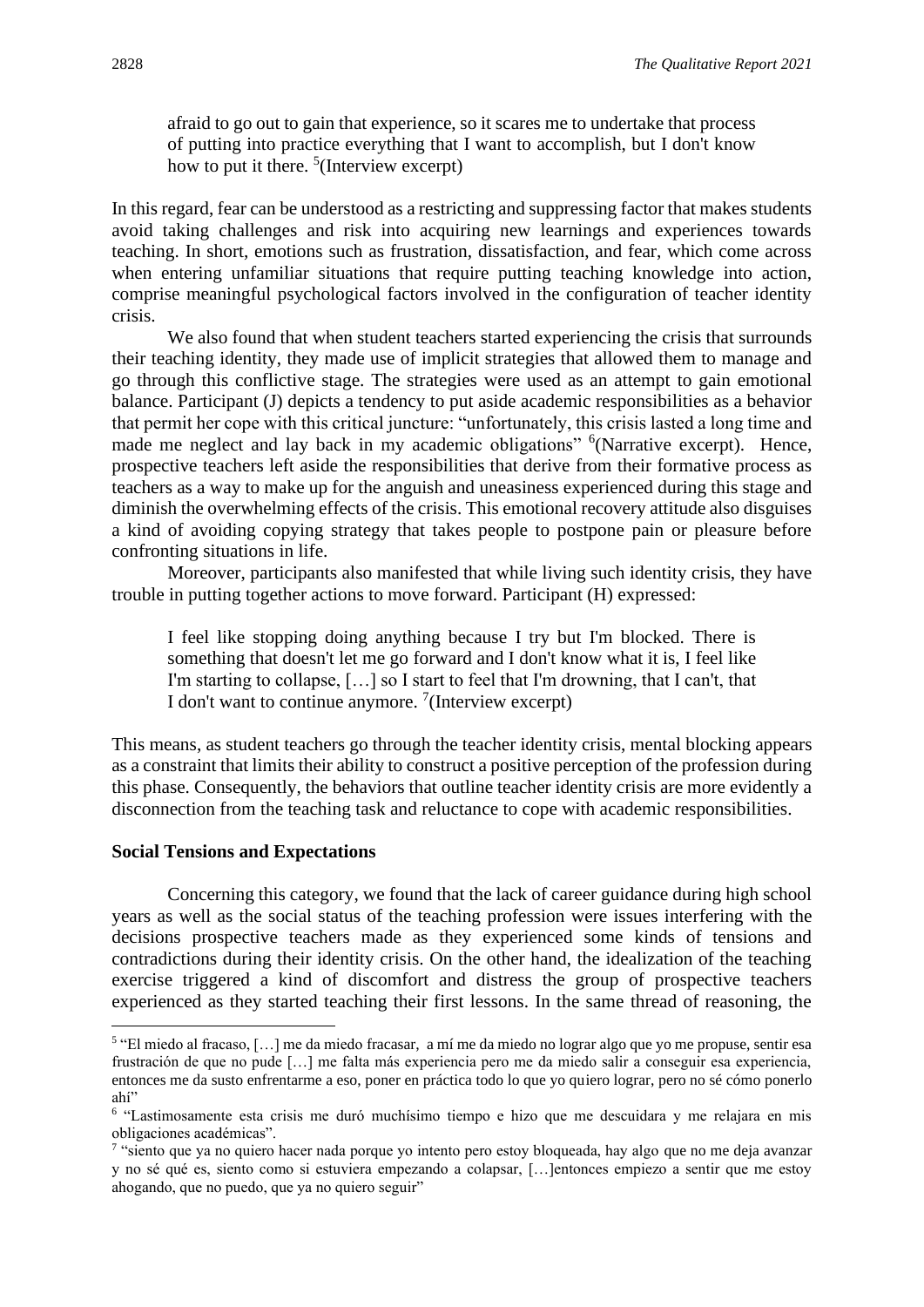> afraid to go out to gain that experience, so it scares me to undertake that process of putting into practice everything that I want to accomplish, but I don't know how to put it there. [5](Interview excerpt)

In this regard, fear can be understood as a restricting and suppressing factor that makes students avoid taking challenges and risk into acquiring new learnings and experiences towards teaching. In short, emotions such as frustration, dissatisfaction, and fear, which come across when entering unfamiliar situations that require putting teaching knowledge into action, comprise meaningful psychological factors involved in the configuration of teacher identity crisis.

We also found that when student teachers started experiencing the crisis that surrounds their teaching identity, they made use of implicit strategies that allowed them to manage and go through this conflictive stage. The strategies were used as an attempt to gain emotional balance. Participant (J) depicts a tendency to put aside academic responsibilities as a behavior that permit her cope with this critical juncture: "unfortunately, this crisis lasted a long time and made me neglect and lay back in my academic obligations" [6](Narrative excerpt). Hence, prospective teachers left aside the responsibilities that derive from their formative process as teachers as a way to make up for the anguish and uneasiness experienced during this stage and diminish the overwhelming effects of the crisis. This emotional recovery attitude also disguises a kind of avoiding copying strategy that takes people to postpone pain or pleasure before confronting situations in life.

Moreover, participants also manifested that while living such identity crisis, they have trouble in putting together actions to move forward. Participant (H) expressed:

> I feel like stopping doing anything because I try but I'm blocked. There is something that doesn't let me go forward and I don't know what it is, I feel like I'm starting to collapse, […] so I start to feel that I'm drowning, that I can't, that I don't want to continue anymore. [7](Interview excerpt)

This means, as student teachers go through the teacher identity crisis, mental blocking appears as a constraint that limits their ability to construct a positive perception of the profession during this phase. Consequently, the behaviors that outline teacher identity crisis are more evidently a disconnection from the teaching task and reluctance to cope with academic responsibilities.

### Social Tensions and Expectations

Concerning this category, we found that the lack of career guidance during high school years as well as the social status of the teaching profession were issues interfering with the decisions prospective teachers made as they experienced some kinds of tensions and contradictions during their identity crisis. On the other hand, the idealization of the teaching exercise triggered a kind of discomfort and distress the group of prospective teachers experienced as they started teaching their first lessons. In the same thread of reasoning, the

---

[5] "El miedo al fracaso, […] me da miedo fracasar, a mí me da miedo no lograr algo que yo me propuse, sentir esa frustración de que no pude […] me falta más experiencia pero me da miedo salir a conseguir esa experiencia, entonces me da susto enfrentarme a eso, poner en práctica todo lo que yo quiero lograr, pero no sé cómo ponerlo ahí"

[6] "Lastimosamente esta crisis me duró muchísimo tiempo e hizo que me descuidara y me relajara en mis obligaciones académicas".

[7] "siento que ya no quiero hacer nada porque yo intento pero estoy bloqueada, hay algo que no me deja avanzar y no sé qué es, siento como si estuviera empezando a colapsar, […]entonces empiezo a sentir que me estoy ahogando, que no puedo, que ya no quiero seguir"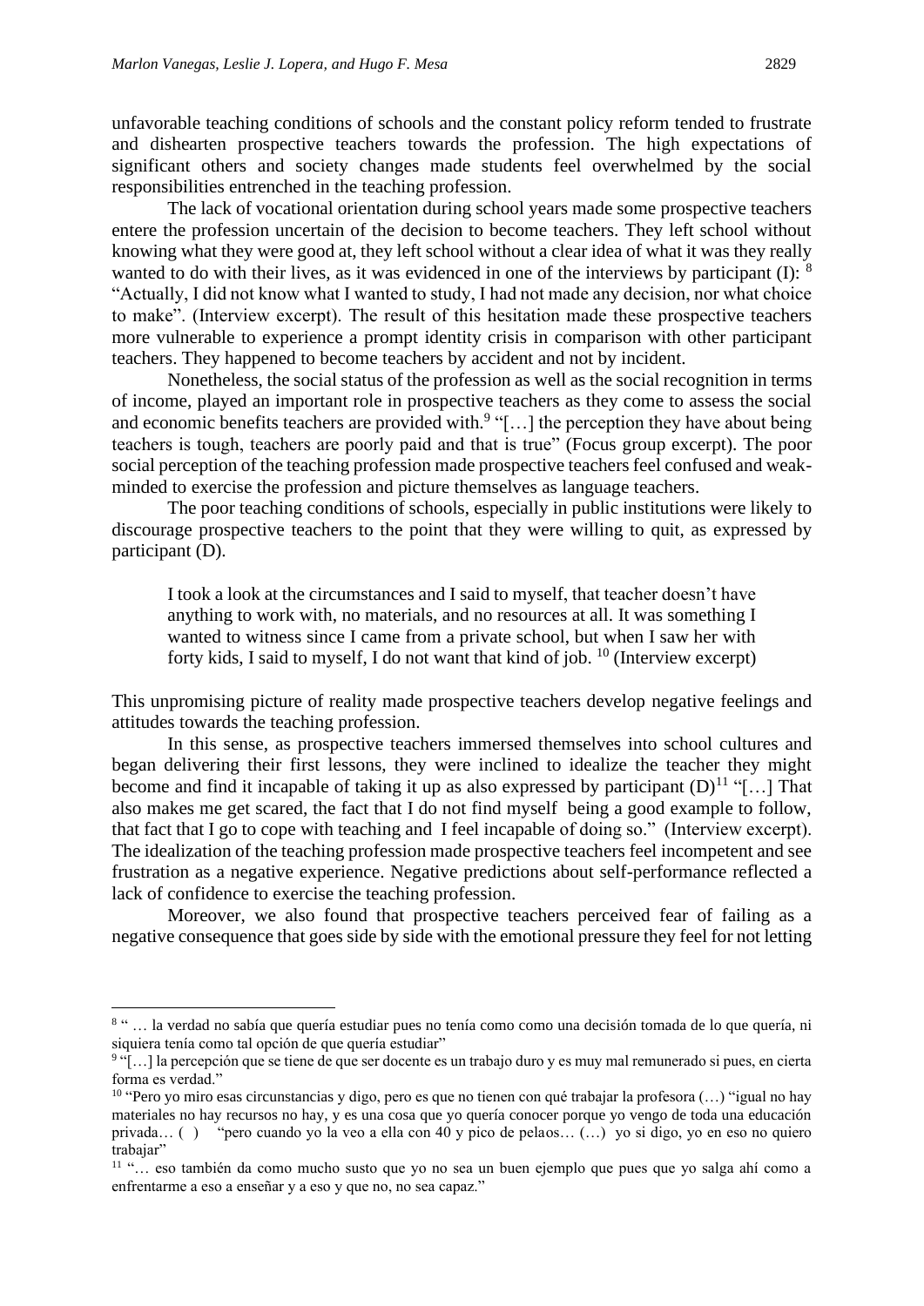unfavorable teaching conditions of schools and the constant policy reform tended to frustrate and dishearten prospective teachers towards the profession. The high expectations of significant others and society changes made students feel overwhelmed by the social responsibilities entrenched in the teaching profession.

The lack of vocational orientation during school years made some prospective teachers entere the profession uncertain of the decision to become teachers. They left school without knowing what they were good at, they left school without a clear idea of what it was they really wanted to do with their lives, as it was evidenced in one of the interviews by participant (I): [8] "Actually, I did not know what I wanted to study, I had not made any decision, nor what choice to make". (Interview excerpt). The result of this hesitation made these prospective teachers more vulnerable to experience a prompt identity crisis in comparison with other participant teachers. They happened to become teachers by accident and not by incident.

Nonetheless, the social status of the profession as well as the social recognition in terms of income, played an important role in prospective teachers as they come to assess the social and economic benefits teachers are provided with.[9] "[…] the perception they have about being teachers is tough, teachers are poorly paid and that is true" (Focus group excerpt). The poor social perception of the teaching profession made prospective teachers feel confused and weak-minded to exercise the profession and picture themselves as language teachers.

The poor teaching conditions of schools, especially in public institutions were likely to discourage prospective teachers to the point that they were willing to quit, as expressed by participant (D).

> I took a look at the circumstances and I said to myself, that teacher doesn't have anything to work with, no materials, and no resources at all. It was something I wanted to witness since I came from a private school, but when I saw her with forty kids, I said to myself, I do not want that kind of job. [10] (Interview excerpt)

This unpromising picture of reality made prospective teachers develop negative feelings and attitudes towards the teaching profession.

In this sense, as prospective teachers immersed themselves into school cultures and began delivering their first lessons, they were inclined to idealize the teacher they might become and find it incapable of taking it up as also expressed by participant (D)[11] "[…] That also makes me get scared, the fact that I do not find myself being a good example to follow, that fact that I go to cope with teaching and I feel incapable of doing so." (Interview excerpt). The idealization of the teaching profession made prospective teachers feel incompetent and see frustration as a negative experience. Negative predictions about self-performance reflected a lack of confidence to exercise the teaching profession.

Moreover, we also found that prospective teachers perceived fear of failing as a negative consequence that goes side by side with the emotional pressure they feel for not letting

---

[8] " … la verdad no sabía que quería estudiar pues no tenía como como una decisión tomada de lo que quería, ni siquiera tenía como tal opción de que quería estudiar"

[9] "[…] la percepción que se tiene de que ser docente es un trabajo duro y es muy mal remunerado si pues, en cierta forma es verdad."

[10] "Pero yo miro esas circunstancias y digo, pero es que no tienen con qué trabajar la profesora (…) "igual no hay materiales no hay recursos no hay, y es una cosa que yo quería conocer porque yo vengo de toda una educación privada… ( ) "pero cuando yo la veo a ella con 40 y pico de pelaos… (…) yo si digo, yo en eso no quiero trabajar"

[11] "… eso también da como mucho susto que yo no sea un buen ejemplo que pues que yo salga ahí como a enfrentarme a eso a enseñar y a eso y que no, no sea capaz."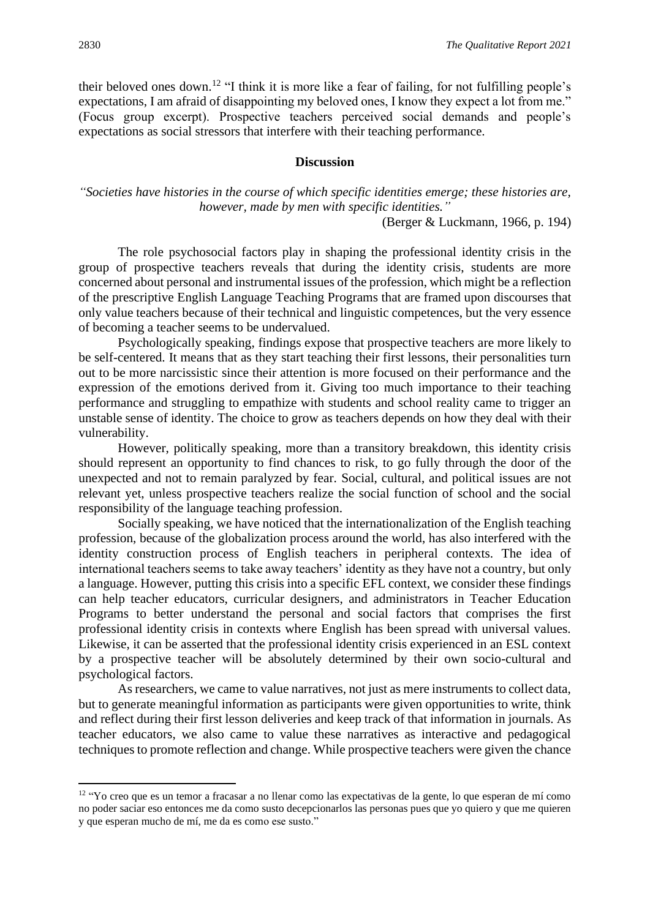their beloved ones down.[12] "I think it is more like a fear of failing, for not fulfilling people's expectations, I am afraid of disappointing my beloved ones, I know they expect a lot from me." (Focus group excerpt). Prospective teachers perceived social demands and people's expectations as social stressors that interfere with their teaching performance.

## Discussion

*"Societies have histories in the course of which specific identities emerge; these histories are, however, made by men with specific identities."*

(Berger & Luckmann, 1966, p. 194)

The role psychosocial factors play in shaping the professional identity crisis in the group of prospective teachers reveals that during the identity crisis, students are more concerned about personal and instrumental issues of the profession, which might be a reflection of the prescriptive English Language Teaching Programs that are framed upon discourses that only value teachers because of their technical and linguistic competences, but the very essence of becoming a teacher seems to be undervalued.

Psychologically speaking, findings expose that prospective teachers are more likely to be self-centered. It means that as they start teaching their first lessons, their personalities turn out to be more narcissistic since their attention is more focused on their performance and the expression of the emotions derived from it. Giving too much importance to their teaching performance and struggling to empathize with students and school reality came to trigger an unstable sense of identity. The choice to grow as teachers depends on how they deal with their vulnerability.

However, politically speaking, more than a transitory breakdown, this identity crisis should represent an opportunity to find chances to risk, to go fully through the door of the unexpected and not to remain paralyzed by fear. Social, cultural, and political issues are not relevant yet, unless prospective teachers realize the social function of school and the social responsibility of the language teaching profession.

Socially speaking, we have noticed that the internationalization of the English teaching profession, because of the globalization process around the world, has also interfered with the identity construction process of English teachers in peripheral contexts. The idea of international teachers seems to take away teachers' identity as they have not a country, but only a language. However, putting this crisis into a specific EFL context, we consider these findings can help teacher educators, curricular designers, and administrators in Teacher Education Programs to better understand the personal and social factors that comprises the first professional identity crisis in contexts where English has been spread with universal values. Likewise, it can be asserted that the professional identity crisis experienced in an ESL context by a prospective teacher will be absolutely determined by their own socio-cultural and psychological factors.

As researchers, we came to value narratives, not just as mere instruments to collect data, but to generate meaningful information as participants were given opportunities to write, think and reflect during their first lesson deliveries and keep track of that information in journals. As teacher educators, we also came to value these narratives as interactive and pedagogical techniques to promote reflection and change. While prospective teachers were given the chance

[12] "Yo creo que es un temor a fracasar a no llenar como las expectativas de la gente, lo que esperan de mí como no poder saciar eso entonces me da como susto decepcionarlos las personas pues que yo quiero y que me quieren y que esperan mucho de mí, me da es como ese susto."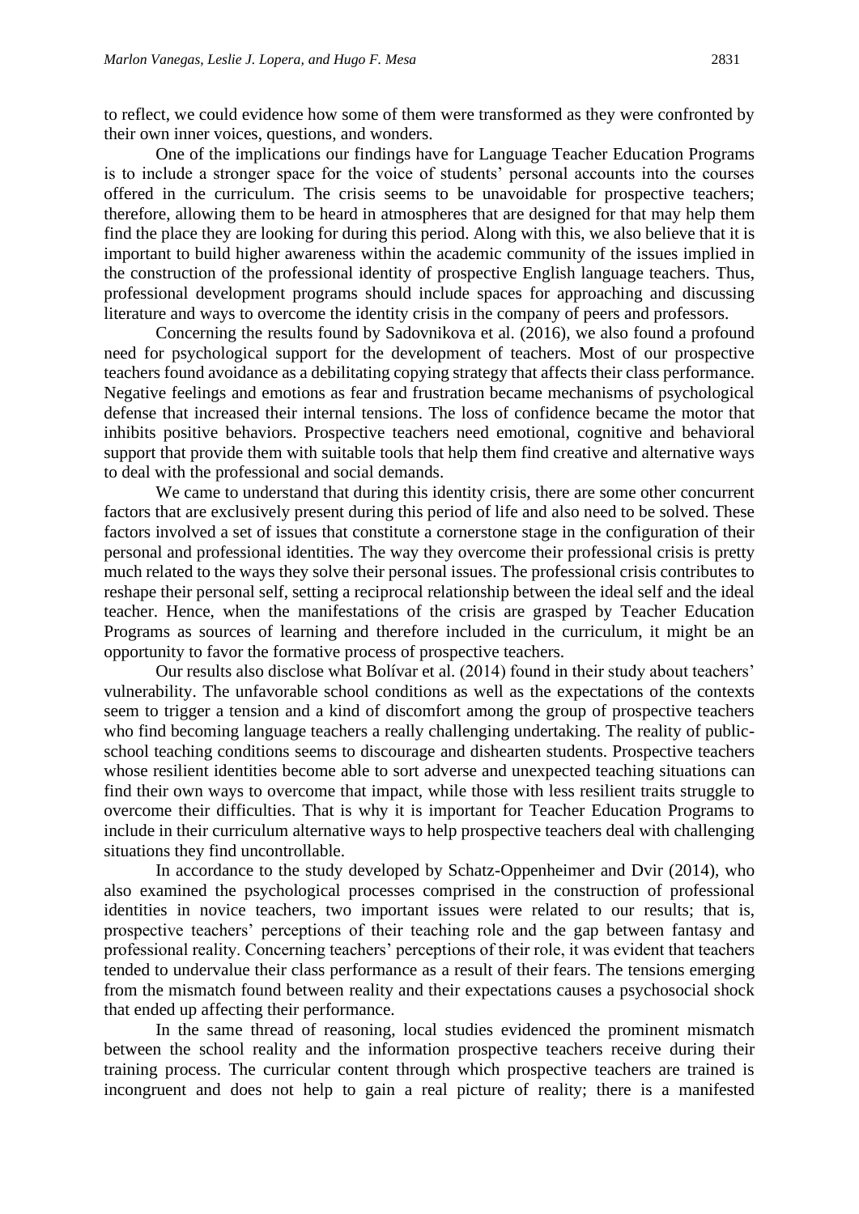to reflect, we could evidence how some of them were transformed as they were confronted by their own inner voices, questions, and wonders.

One of the implications our findings have for Language Teacher Education Programs is to include a stronger space for the voice of students' personal accounts into the courses offered in the curriculum. The crisis seems to be unavoidable for prospective teachers; therefore, allowing them to be heard in atmospheres that are designed for that may help them find the place they are looking for during this period. Along with this, we also believe that it is important to build higher awareness within the academic community of the issues implied in the construction of the professional identity of prospective English language teachers. Thus, professional development programs should include spaces for approaching and discussing literature and ways to overcome the identity crisis in the company of peers and professors.

Concerning the results found by Sadovnikova et al. (2016), we also found a profound need for psychological support for the development of teachers. Most of our prospective teachers found avoidance as a debilitating copying strategy that affects their class performance. Negative feelings and emotions as fear and frustration became mechanisms of psychological defense that increased their internal tensions. The loss of confidence became the motor that inhibits positive behaviors. Prospective teachers need emotional, cognitive and behavioral support that provide them with suitable tools that help them find creative and alternative ways to deal with the professional and social demands.

We came to understand that during this identity crisis, there are some other concurrent factors that are exclusively present during this period of life and also need to be solved. These factors involved a set of issues that constitute a cornerstone stage in the configuration of their personal and professional identities. The way they overcome their professional crisis is pretty much related to the ways they solve their personal issues. The professional crisis contributes to reshape their personal self, setting a reciprocal relationship between the ideal self and the ideal teacher. Hence, when the manifestations of the crisis are grasped by Teacher Education Programs as sources of learning and therefore included in the curriculum, it might be an opportunity to favor the formative process of prospective teachers.

Our results also disclose what Bolívar et al. (2014) found in their study about teachers' vulnerability. The unfavorable school conditions as well as the expectations of the contexts seem to trigger a tension and a kind of discomfort among the group of prospective teachers who find becoming language teachers a really challenging undertaking. The reality of public-school teaching conditions seems to discourage and dishearten students. Prospective teachers whose resilient identities become able to sort adverse and unexpected teaching situations can find their own ways to overcome that impact, while those with less resilient traits struggle to overcome their difficulties. That is why it is important for Teacher Education Programs to include in their curriculum alternative ways to help prospective teachers deal with challenging situations they find uncontrollable.

In accordance to the study developed by Schatz-Oppenheimer and Dvir (2014), who also examined the psychological processes comprised in the construction of professional identities in novice teachers, two important issues were related to our results; that is, prospective teachers' perceptions of their teaching role and the gap between fantasy and professional reality. Concerning teachers' perceptions of their role, it was evident that teachers tended to undervalue their class performance as a result of their fears. The tensions emerging from the mismatch found between reality and their expectations causes a psychosocial shock that ended up affecting their performance.

In the same thread of reasoning, local studies evidenced the prominent mismatch between the school reality and the information prospective teachers receive during their training process. The curricular content through which prospective teachers are trained is incongruent and does not help to gain a real picture of reality; there is a manifested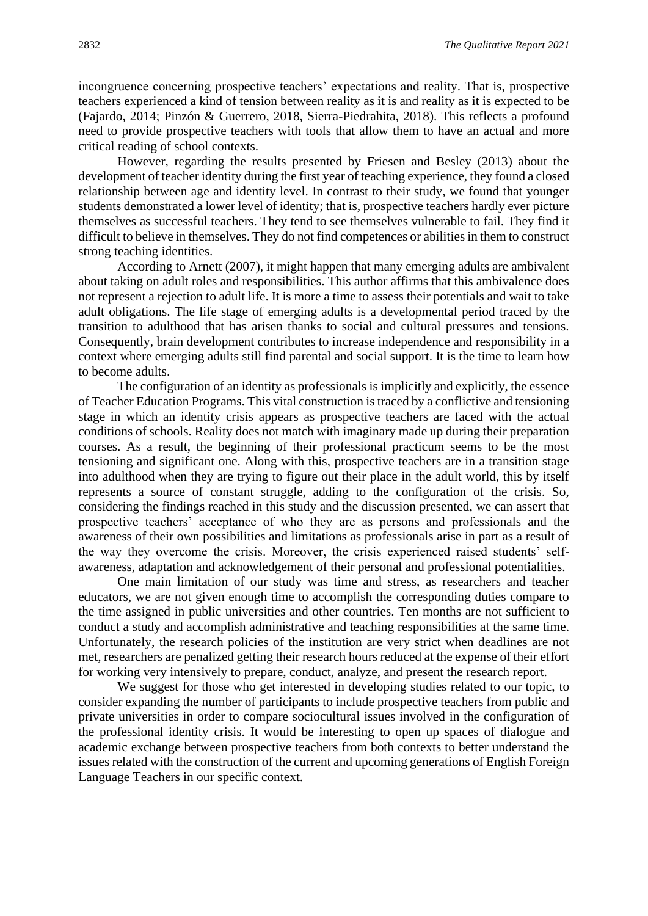incongruence concerning prospective teachers' expectations and reality. That is, prospective teachers experienced a kind of tension between reality as it is and reality as it is expected to be (Fajardo, 2014; Pinzón & Guerrero, 2018, Sierra-Piedrahita, 2018). This reflects a profound need to provide prospective teachers with tools that allow them to have an actual and more critical reading of school contexts.

However, regarding the results presented by Friesen and Besley (2013) about the development of teacher identity during the first year of teaching experience, they found a closed relationship between age and identity level. In contrast to their study, we found that younger students demonstrated a lower level of identity; that is, prospective teachers hardly ever picture themselves as successful teachers. They tend to see themselves vulnerable to fail. They find it difficult to believe in themselves. They do not find competences or abilities in them to construct strong teaching identities.

According to Arnett (2007), it might happen that many emerging adults are ambivalent about taking on adult roles and responsibilities. This author affirms that this ambivalence does not represent a rejection to adult life. It is more a time to assess their potentials and wait to take adult obligations. The life stage of emerging adults is a developmental period traced by the transition to adulthood that has arisen thanks to social and cultural pressures and tensions. Consequently, brain development contributes to increase independence and responsibility in a context where emerging adults still find parental and social support. It is the time to learn how to become adults.

The configuration of an identity as professionals is implicitly and explicitly, the essence of Teacher Education Programs. This vital construction is traced by a conflictive and tensioning stage in which an identity crisis appears as prospective teachers are faced with the actual conditions of schools. Reality does not match with imaginary made up during their preparation courses. As a result, the beginning of their professional practicum seems to be the most tensioning and significant one. Along with this, prospective teachers are in a transition stage into adulthood when they are trying to figure out their place in the adult world, this by itself represents a source of constant struggle, adding to the configuration of the crisis. So, considering the findings reached in this study and the discussion presented, we can assert that prospective teachers' acceptance of who they are as persons and professionals and the awareness of their own possibilities and limitations as professionals arise in part as a result of the way they overcome the crisis. Moreover, the crisis experienced raised students' self-awareness, adaptation and acknowledgement of their personal and professional potentialities.

One main limitation of our study was time and stress, as researchers and teacher educators, we are not given enough time to accomplish the corresponding duties compare to the time assigned in public universities and other countries. Ten months are not sufficient to conduct a study and accomplish administrative and teaching responsibilities at the same time. Unfortunately, the research policies of the institution are very strict when deadlines are not met, researchers are penalized getting their research hours reduced at the expense of their effort for working very intensively to prepare, conduct, analyze, and present the research report.

We suggest for those who get interested in developing studies related to our topic, to consider expanding the number of participants to include prospective teachers from public and private universities in order to compare sociocultural issues involved in the configuration of the professional identity crisis. It would be interesting to open up spaces of dialogue and academic exchange between prospective teachers from both contexts to better understand the issues related with the construction of the current and upcoming generations of English Foreign Language Teachers in our specific context.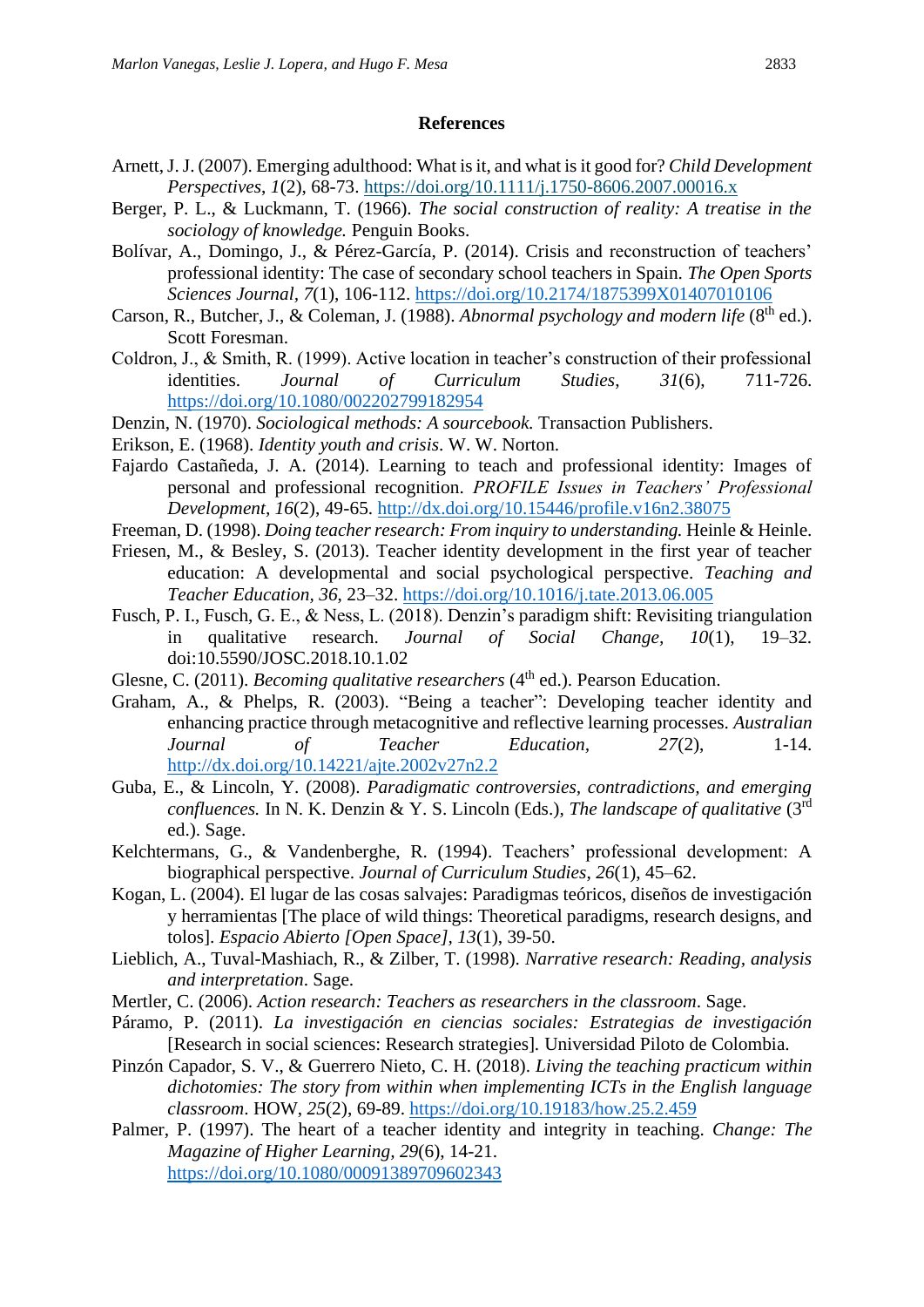## References

Arnett, J. J. (2007). Emerging adulthood: What is it, and what is it good for? *Child Development Perspectives*, *1*(2), 68-73. https://doi.org/10.1111/j.1750-8606.2007.00016.x

Berger, P. L., & Luckmann, T. (1966). *The social construction of reality: A treatise in the sociology of knowledge.* Penguin Books.

Bolívar, A., Domingo, J., & Pérez-García, P. (2014). Crisis and reconstruction of teachers' professional identity: The case of secondary school teachers in Spain. *The Open Sports Sciences Journal*, *7*(1), 106-112. https://doi.org/10.2174/1875399X01407010106

Carson, R., Butcher, J., & Coleman, J. (1988). *Abnormal psychology and modern life* (8th ed.). Scott Foresman.

Coldron, J., & Smith, R. (1999). Active location in teacher's construction of their professional identities. *Journal of Curriculum Studies*, *31*(6), 711-726. https://doi.org/10.1080/002202799182954

Denzin, N. (1970). *Sociological methods: A sourcebook.* Transaction Publishers.

Erikson, E. (1968). *Identity youth and crisis*. W. W. Norton.

Fajardo Castañeda, J. A. (2014). Learning to teach and professional identity: Images of personal and professional recognition. *PROFILE Issues in Teachers' Professional Development*, *16*(2), 49-65. http://dx.doi.org/10.15446/profile.v16n2.38075

Freeman, D. (1998). *Doing teacher research: From inquiry to understanding.* Heinle & Heinle.

Friesen, M., & Besley, S. (2013). Teacher identity development in the first year of teacher education: A developmental and social psychological perspective. *Teaching and Teacher Education*, *36*, 23–32. https://doi.org/10.1016/j.tate.2013.06.005

Fusch, P. I., Fusch, G. E., & Ness, L. (2018). Denzin's paradigm shift: Revisiting triangulation in qualitative research. *Journal of Social Change*, *10*(1), 19–32. doi:10.5590/JOSC.2018.10.1.02

Glesne, C. (2011). *Becoming qualitative researchers* (4th ed.). Pearson Education.

Graham, A., & Phelps, R. (2003). "Being a teacher": Developing teacher identity and enhancing practice through metacognitive and reflective learning processes. *Australian Journal of Teacher Education*, *27*(2), 1-14. http://dx.doi.org/10.14221/ajte.2002v27n2.2

Guba, E., & Lincoln, Y. (2008). *Paradigmatic controversies, contradictions, and emerging confluences.* In N. K. Denzin & Y. S. Lincoln (Eds.), *The landscape of qualitative* (3rd ed.). Sage.

Kelchtermans, G., & Vandenberghe, R. (1994). Teachers' professional development: A biographical perspective. *Journal of Curriculum Studies*, *26*(1), 45–62.

Kogan, L. (2004). El lugar de las cosas salvajes: Paradigmas teóricos, diseños de investigación y herramientas [The place of wild things: Theoretical paradigms, research designs, and tolos]. *Espacio Abierto [Open Space]*, *13*(1), 39-50.

Lieblich, A., Tuval-Mashiach, R., & Zilber, T. (1998). *Narrative research: Reading, analysis and interpretation*. Sage.

Mertler, C. (2006). *Action research: Teachers as researchers in the classroom*. Sage.

Páramo, P. (2011). *La investigación en ciencias sociales: Estrategias de investigación* [Research in social sciences: Research strategies]. Universidad Piloto de Colombia.

Pinzón Capador, S. V., & Guerrero Nieto, C. H. (2018). *Living the teaching practicum within dichotomies: The story from within when implementing ICTs in the English language classroom*. HOW, *25*(2), 69-89. https://doi.org/10.19183/how.25.2.459

Palmer, P. (1997). The heart of a teacher identity and integrity in teaching. *Change: The Magazine of Higher Learning*, *29*(6), 14-21. https://doi.org/10.1080/00091389709602343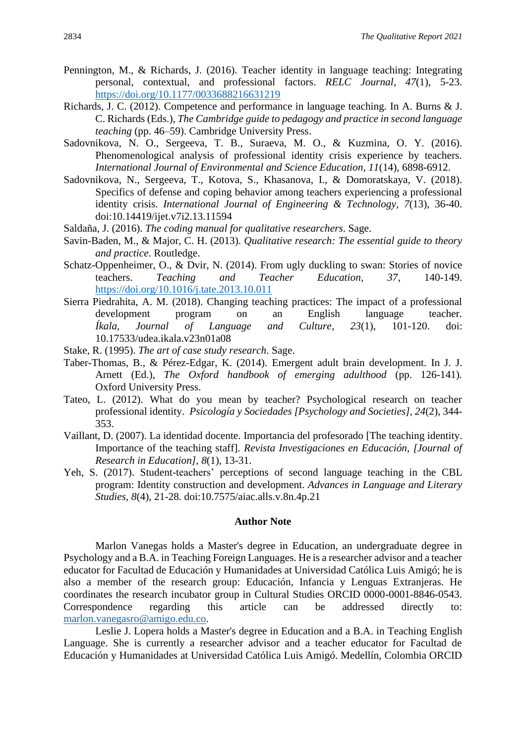Pennington, M., & Richards, J. (2016). Teacher identity in language teaching: Integrating personal, contextual, and professional factors. *RELC Journal*, *47*(1), 5-23. https://doi.org/10.1177/0033688216631219

Richards, J. C. (2012). Competence and performance in language teaching. In A. Burns & J. C. Richards (Eds.), *The Cambridge guide to pedagogy and practice in second language teaching* (pp. 46–59). Cambridge University Press.

Sadovnikova, N. O., Sergeeva, T. B., Suraeva, M. O., & Kuzmina, O. Y. (2016). Phenomenological analysis of professional identity crisis experience by teachers. *International Journal of Environmental and Science Education, 11*(14), 6898-6912.

Sadovnikova, N., Sergeeva, T., Kotova, S., Khasanova, I., & Domoratskaya, V. (2018). Specifics of defense and coping behavior among teachers experiencing a professional identity crisis. *International Journal of Engineering & Technology*, *7*(13), 36-40. doi:10.14419/ijet.v7i2.13.11594

Saldaña, J. (2016). *The coding manual for qualitative researchers*. Sage.

Savin-Baden, M., & Major, C. H. (2013). *Qualitative research: The essential guide to theory and practice*. Routledge.

Schatz-Oppenheimer, O., & Dvir, N. (2014). From ugly duckling to swan: Stories of novice teachers. *Teaching and Teacher Education, 37*, 140-149. https://doi.org/10.1016/j.tate.2013.10.011

Sierra Piedrahita, A. M. (2018). Changing teaching practices: The impact of a professional development program on an English language teacher. *Íkala, Journal of Language and Culture, 23*(1), 101-120. doi: 10.17533/udea.ikala.v23n01a08

Stake, R. (1995). *The art of case study research*. Sage.

Taber-Thomas, B., & Pérez-Edgar, K. (2014). Emergent adult brain development. In J. J. Arnett (Ed.), *The Oxford handbook of emerging adulthood* (pp. 126-141). Oxford University Press.

Tateo, L. (2012). What do you mean by teacher? Psychological research on teacher professional identity. *Psicología y Sociedades [Psychology and Societies], 24*(2), 344-353.

Vaillant, D. (2007). La identidad docente. Importancia del profesorado [The teaching identity. Importance of the teaching staff]. *Revista Investigaciones en Educación, [Journal of Research in Education], 8*(1), 13-31.

Yeh, S. (2017). Student-teachers' perceptions of second language teaching in the CBL program: Identity construction and development. *Advances in Language and Literary Studies, 8*(4), 21-28. doi:10.7575/aiac.alls.v.8n.4p.21

## Author Note

Marlon Vanegas holds a Master's degree in Education, an undergraduate degree in Psychology and a B.A. in Teaching Foreign Languages. He is a researcher advisor and a teacher educator for Facultad de Educación y Humanidades at Universidad Católica Luis Amigó; he is also a member of the research group: Educación, Infancia y Lenguas Extranjeras. He coordinates the research incubator group in Cultural Studies ORCID 0000-0001-8846-0543. Correspondence regarding this article can be addressed directly to: marlon.vanegasro@amigo.edu.co.

Leslie J. Lopera holds a Master's degree in Education and a B.A. in Teaching English Language. She is currently a researcher advisor and a teacher educator for Facultad de Educación y Humanidades at Universidad Católica Luis Amigó. Medellín, Colombia ORCID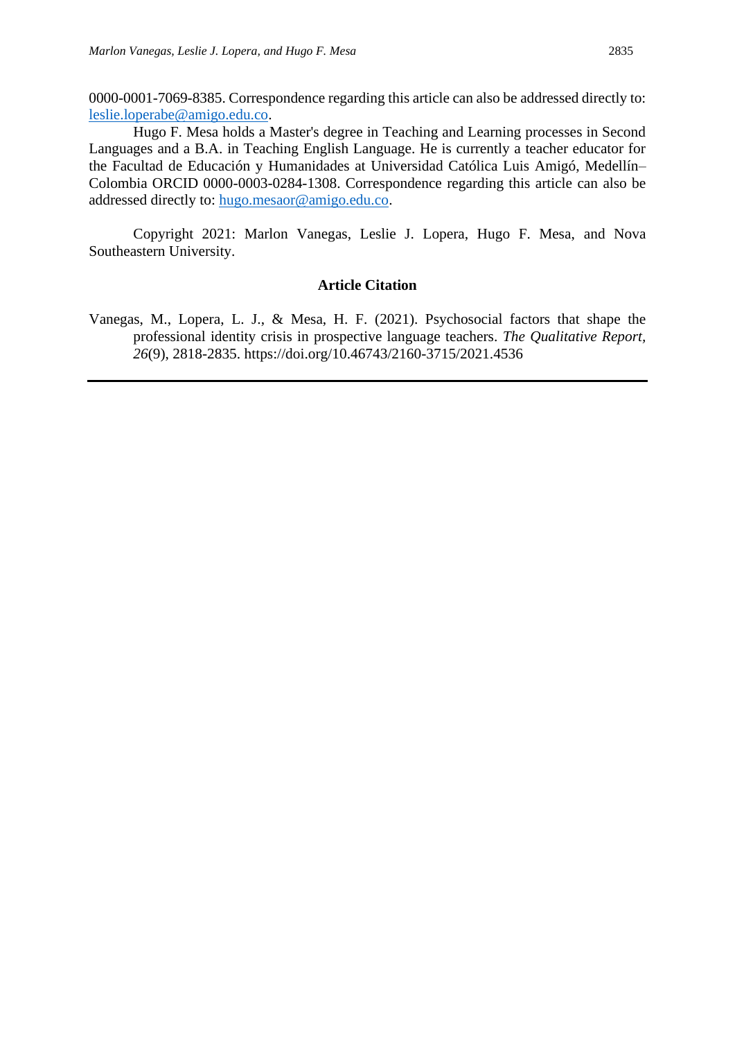0000-0001-7069-8385. Correspondence regarding this article can also be addressed directly to: leslie.loperabe@amigo.edu.co.

Hugo F. Mesa holds a Master's degree in Teaching and Learning processes in Second Languages and a B.A. in Teaching English Language. He is currently a teacher educator for the Facultad de Educación y Humanidades at Universidad Católica Luis Amigó, Medellín–Colombia ORCID 0000-0003-0284-1308. Correspondence regarding this article can also be addressed directly to: hugo.mesaor@amigo.edu.co.

Copyright 2021: Marlon Vanegas, Leslie J. Lopera, Hugo F. Mesa, and Nova Southeastern University.

**Article Citation**

Vanegas, M., Lopera, L. J., & Mesa, H. F. (2021). Psychosocial factors that shape the professional identity crisis in prospective language teachers. *The Qualitative Report, 26*(9), 2818-2835. https://doi.org/10.46743/2160-3715/2021.4536